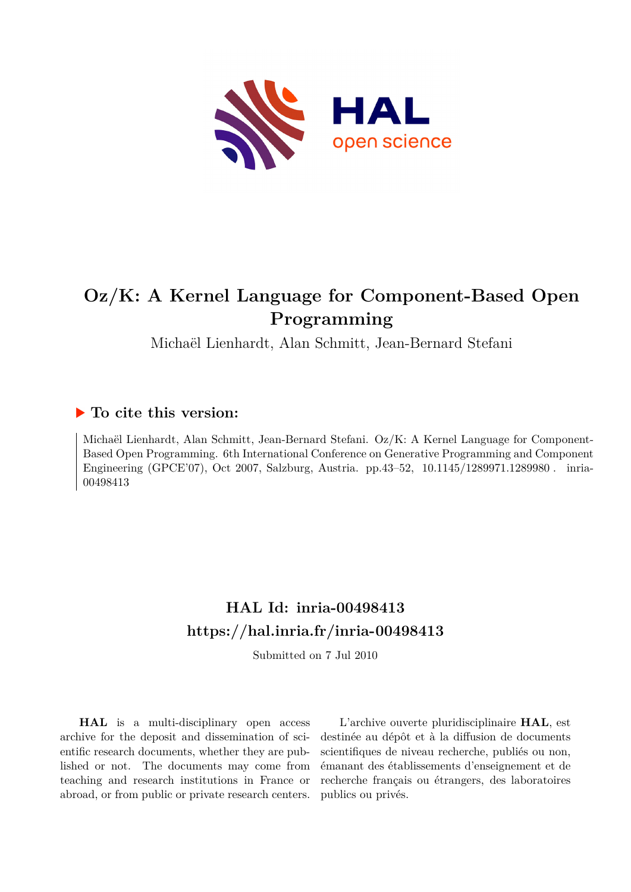# Oz/K: A Kernel Language for Component-Based Open Programming

Michaël Lienhardt, Alan Schmitt, Jean-Bernard Stefani

## To cite this version:

Michaël Lienhardt, Alan Schmitt, Jean-Bernard Stefani. Oz/K: A Kernel Language for Component-Based Open Programming. 6th International Conference on Generative Programming and Component Engineering (GPCE'07), Oct 2007, Salzburg, Austria. pp.43–52, 10.1145/1289971.1289980 . inria-00498413

## HAL Id: inria-00498413
## https://hal.inria.fr/inria-00498413

Submitted on 7 Jul 2010

**HAL** is a multi-disciplinary open access archive for the deposit and dissemination of scientific research documents, whether they are published or not. The documents may come from teaching and research institutions in France or abroad, or from public or private research centers.

L'archive ouverte pluridisciplinaire **HAL**, est destinée au dépôt et à la diffusion de documents scientifiques de niveau recherche, publiés ou non, émanant des établissements d'enseignement et de recherche français ou étrangers, des laboratoires publics ou privés.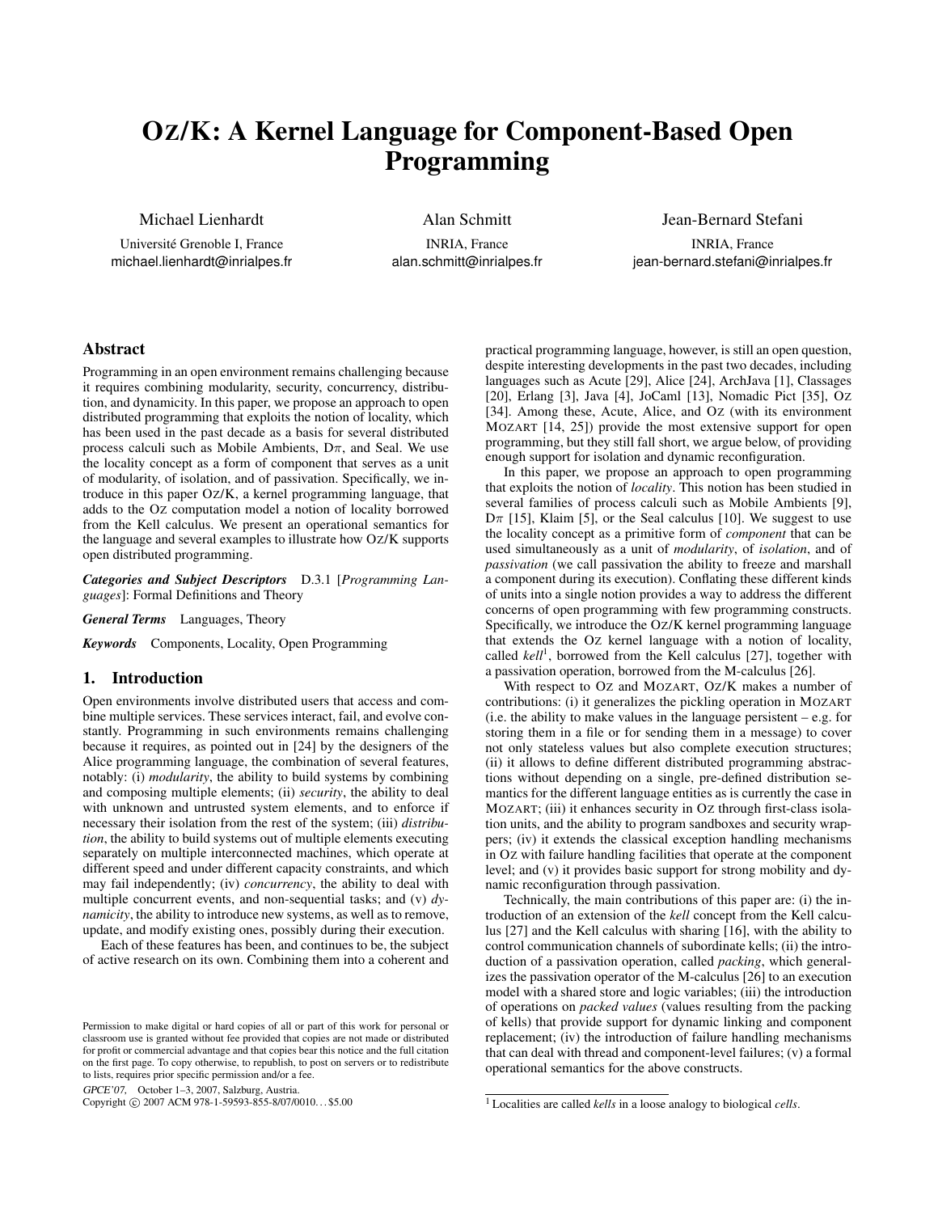# OZ/K: A Kernel Language for Component-Based Open Programming

Michael Lienhardt
Université Grenoble I, France
michael.lienhardt@inrialpes.fr

Alan Schmitt
INRIA, France
alan.schmitt@inrialpes.fr

Jean-Bernard Stefani
INRIA, France
jean-bernard.stefani@inrialpes.fr

## Abstract

Programming in an open environment remains challenging because it requires combining modularity, security, concurrency, distribution, and dynamicity. In this paper, we propose an approach to open distributed programming that exploits the notion of locality, which has been used in the past decade as a basis for several distributed process calculi such as Mobile Ambients, D$\pi$, and Seal. We use the locality concept as a form of component that serves as a unit of modularity, of isolation, and of passivation. Specifically, we introduce in this paper OZ/K, a kernel programming language, that adds to the OZ computation model a notion of locality borrowed from the Kell calculus. We present an operational semantics for the language and several examples to illustrate how OZ/K supports open distributed programming.

***Categories and Subject Descriptors*** D.3.1 [*Programming Languages*]: Formal Definitions and Theory

***General Terms*** Languages, Theory

***Keywords*** Components, Locality, Open Programming

## 1. Introduction

Open environments involve distributed users that access and combine multiple services. These services interact, fail, and evolve constantly. Programming in such environments remains challenging because it requires, as pointed out in [24] by the designers of the Alice programming language, the combination of several features, notably: (i) *modularity*, the ability to build systems by combining and composing multiple elements; (ii) *security*, the ability to deal with unknown and untrusted system elements, and to enforce if necessary their isolation from the rest of the system; (iii) *distribution*, the ability to build systems out of multiple elements executing separately on multiple interconnected machines, which operate at different speed and under different capacity constraints, and which may fail independently; (iv) *concurrency*, the ability to deal with multiple concurrent events, and non-sequential tasks; and (v) *dynamicity*, the ability to introduce new systems, as well as to remove, update, and modify existing ones, possibly during their execution.

Each of these features has been, and continues to be, the subject of active research on its own. Combining them into a coherent and practical programming language, however, is still an open question, despite interesting developments in the past two decades, including languages such as Acute [29], Alice [24], ArchJava [1], Classages [20], Erlang [3], Java [4], JoCaml [13], Nomadic Pict [35], OZ [34]. Among these, Acute, Alice, and OZ (with its environment MOZART [14, 25]) provide the most extensive support for open programming, but they still fall short, we argue below, of providing enough support for isolation and dynamic reconfiguration.

In this paper, we propose an approach to open programming that exploits the notion of *locality*. This notion has been studied in several families of process calculi such as Mobile Ambients [9], D$\pi$ [15], Klaim [5], or the Seal calculus [10]. We suggest to use the locality concept as a primitive form of *component* that can be used simultaneously as a unit of *modularity*, of *isolation*, and of *passivation* (we call passivation the ability to freeze and marshall a component during its execution). Conflating these different kinds of units into a single notion provides a way to address the different concerns of open programming with few programming constructs. Specifically, we introduce the OZ/K kernel programming language that extends the OZ kernel language with a notion of locality, called *kell*[1], borrowed from the Kell calculus [27], together with a passivation operation, borrowed from the M-calculus [26].

With respect to OZ and MOZART, OZ/K makes a number of contributions: (i) it generalizes the pickling operation in MOZART (i.e. the ability to make values in the language persistent – e.g. for storing them in a file or for sending them in a message) to cover not only stateless values but also complete execution structures; (ii) it allows to define different distributed programming abstractions without depending on a single, pre-defined distribution semantics for the different language entities as is currently the case in MOZART; (iii) it enhances security in OZ through first-class isolation units, and the ability to program sandboxes and security wrappers; (iv) it extends the classical exception handling mechanisms in OZ with failure handling facilities that operate at the component level; and (v) it provides basic support for strong mobility and dynamic reconfiguration through passivation.

Technically, the main contributions of this paper are: (i) the introduction of an extension of the *kell* concept from the Kell calculus [27] and the Kell calculus with sharing [16], with the ability to control communication channels of subordinate kells; (ii) the introduction of a passivation operation, called *packing*, which generalizes the passivation operator of the M-calculus [26] to an execution model with a shared store and logic variables; (iii) the introduction of operations on *packed values* (values resulting from the packing of kells) that provide support for dynamic linking and component replacement; (iv) the introduction of failure handling mechanisms that can deal with thread and component-level failures; (v) a formal operational semantics for the above constructs.

[1] Localities are called *kells* in a loose analogy to biological *cells*.

Permission to make digital or hard copies of all or part of this work for personal or classroom use is granted without fee provided that copies are not made or distributed for profit or commercial advantage and that copies bear this notice and the full citation on the first page. To copy otherwise, to republish, to post on servers or to redistribute to lists, requires prior specific permission and/or a fee.

*GPCE'07*, October 1–3, 2007, Salzburg, Austria.
Copyright © 2007 ACM 978-1-59593-855-8/07/0010…$5.00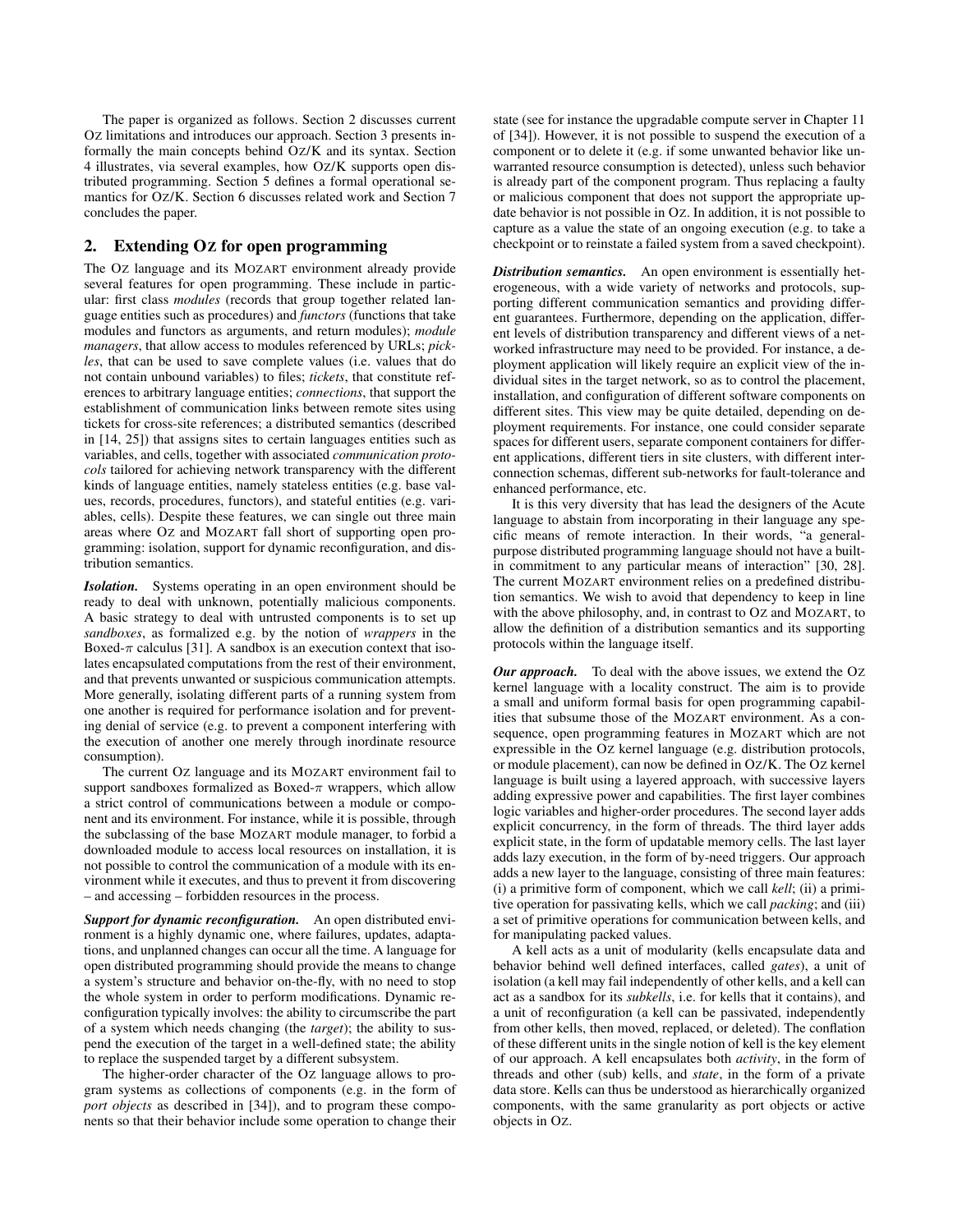The paper is organized as follows. Section 2 discusses current OZ limitations and introduces our approach. Section 3 presents informally the main concepts behind OZ/K and its syntax. Section 4 illustrates, via several examples, how OZ/K supports open distributed programming. Section 5 defines a formal operational semantics for OZ/K. Section 6 discusses related work and Section 7 concludes the paper.

## 2. Extending OZ for open programming

The OZ language and its MOZART environment already provide several features for open programming. These include in particular: first class *modules* (records that group together related language entities such as procedures) and *functors* (functions that take modules and functors as arguments, and return modules); *module managers*, that allow access to modules referenced by URLs; *pickles*, that can be used to save complete values (i.e. values that do not contain unbound variables) to files; *tickets*, that constitute references to arbitrary language entities; *connections*, that support the establishment of communication links between remote sites using tickets for cross-site references; a distributed semantics (described in [14, 25]) that assigns sites to certain languages entities such as variables, and cells, together with associated *communication protocols* tailored for achieving network transparency with the different kinds of language entities, namely stateless entities (e.g. base values, records, procedures, functors), and stateful entities (e.g. variables, cells). Despite these features, we can single out three main areas where OZ and MOZART fall short of supporting open programming: isolation, support for dynamic reconfiguration, and distribution semantics.

***Isolation.*** Systems operating in an open environment should be ready to deal with unknown, potentially malicious components. A basic strategy to deal with untrusted components is to set up *sandboxes*, as formalized e.g. by the notion of *wrappers* in the Boxed-$\pi$ calculus [31]. A sandbox is an execution context that isolates encapsulated computations from the rest of their environment, and that prevents unwanted or suspicious communication attempts. More generally, isolating different parts of a running system from one another is required for performance isolation and for preventing denial of service (e.g. to prevent a component interfering with the execution of another one merely through inordinate resource consumption).

The current OZ language and its MOZART environment fail to support sandboxes formalized as Boxed-$\pi$ wrappers, which allow a strict control of communications between a module or component and its environment. For instance, while it is possible, through the subclassing of the base MOZART module manager, to forbid a downloaded module to access local resources on installation, it is not possible to control the communication of a module with its environment while it executes, and thus to prevent it from discovering – and accessing – forbidden resources in the process.

***Support for dynamic reconfiguration.*** An open distributed environment is a highly dynamic one, where failures, updates, adaptations, and unplanned changes can occur all the time. A language for open distributed programming should provide the means to change a system's structure and behavior on-the-fly, with no need to stop the whole system in order to perform modifications. Dynamic reconfiguration typically involves: the ability to circumscribe the part of a system which needs changing (the *target*); the ability to suspend the execution of the target in a well-defined state; the ability to replace the suspended target by a different subsystem.

The higher-order character of the OZ language allows to program systems as collections of components (e.g. in the form of *port objects* as described in [34]), and to program these components so that their behavior include some operation to change their state (see for instance the upgradable compute server in Chapter 11 of [34]). However, it is not possible to suspend the execution of a component or to delete it (e.g. if some unwanted behavior like unwarranted resource consumption is detected), unless such behavior is already part of the component program. Thus replacing a faulty or malicious component that does not support the appropriate update behavior is not possible in OZ. In addition, it is not possible to capture as a value the state of an ongoing execution (e.g. to take a checkpoint or to reinstate a failed system from a saved checkpoint).

***Distribution semantics.*** An open environment is essentially heterogeneous, with a wide variety of networks and protocols, supporting different communication semantics and providing different guarantees. Furthermore, depending on the application, different levels of distribution transparency and different views of a networked infrastructure may need to be provided. For instance, a deployment application will likely require an explicit view of the individual sites in the target network, so as to control the placement, installation, and configuration of different software components on different sites. This view may be quite detailed, depending on deployment requirements. For instance, one could consider separate spaces for different users, separate component containers for different applications, different tiers in site clusters, with different interconnection schemas, different sub-networks for fault-tolerance and enhanced performance, etc.

It is this very diversity that has lead the designers of the Acute language to abstain from incorporating in their language any specific means of remote interaction. In their words, "a general-purpose distributed programming language should not have a built-in commitment to any particular means of interaction" [30, 28]. The current MOZART environment relies on a predefined distribution semantics. We wish to avoid that dependency to keep in line with the above philosophy, and, in contrast to OZ and MOZART, to allow the definition of a distribution semantics and its supporting protocols within the language itself.

***Our approach.*** To deal with the above issues, we extend the OZ kernel language with a locality construct. The aim is to provide a small and uniform formal basis for open programming capabilities that subsume those of the MOZART environment. As a consequence, open programming features in MOZART which are not expressible in the OZ kernel language (e.g. distribution protocols, or module placement), can now be defined in OZ/K. The OZ kernel language is built using a layered approach, with successive layers adding expressive power and capabilities. The first layer combines logic variables and higher-order procedures. The second layer adds explicit concurrency, in the form of threads. The third layer adds explicit state, in the form of updatable memory cells. The last layer adds lazy execution, in the form of by-need triggers. Our approach adds a new layer to the language, consisting of three main features: (i) a primitive form of component, which we call *kell*; (ii) a primitive operation for passivating kells, which we call *packing*; and (iii) a set of primitive operations for communication between kells, and for manipulating packed values.

A kell acts as a unit of modularity (kells encapsulate data and behavior behind well defined interfaces, called *gates*), a unit of isolation (a kell may fail independently of other kells, and a kell can act as a sandbox for its *subkells*, i.e. for kells that it contains), and a unit of reconfiguration (a kell can be passivated, independently from other kells, then moved, replaced, or deleted). The conflation of these different units in the single notion of kell is the key element of our approach. A kell encapsulates both *activity*, in the form of threads and other (sub) kells, and *state*, in the form of a private data store. Kells can thus be understood as hierarchically organized components, with the same granularity as port objects or active objects in OZ.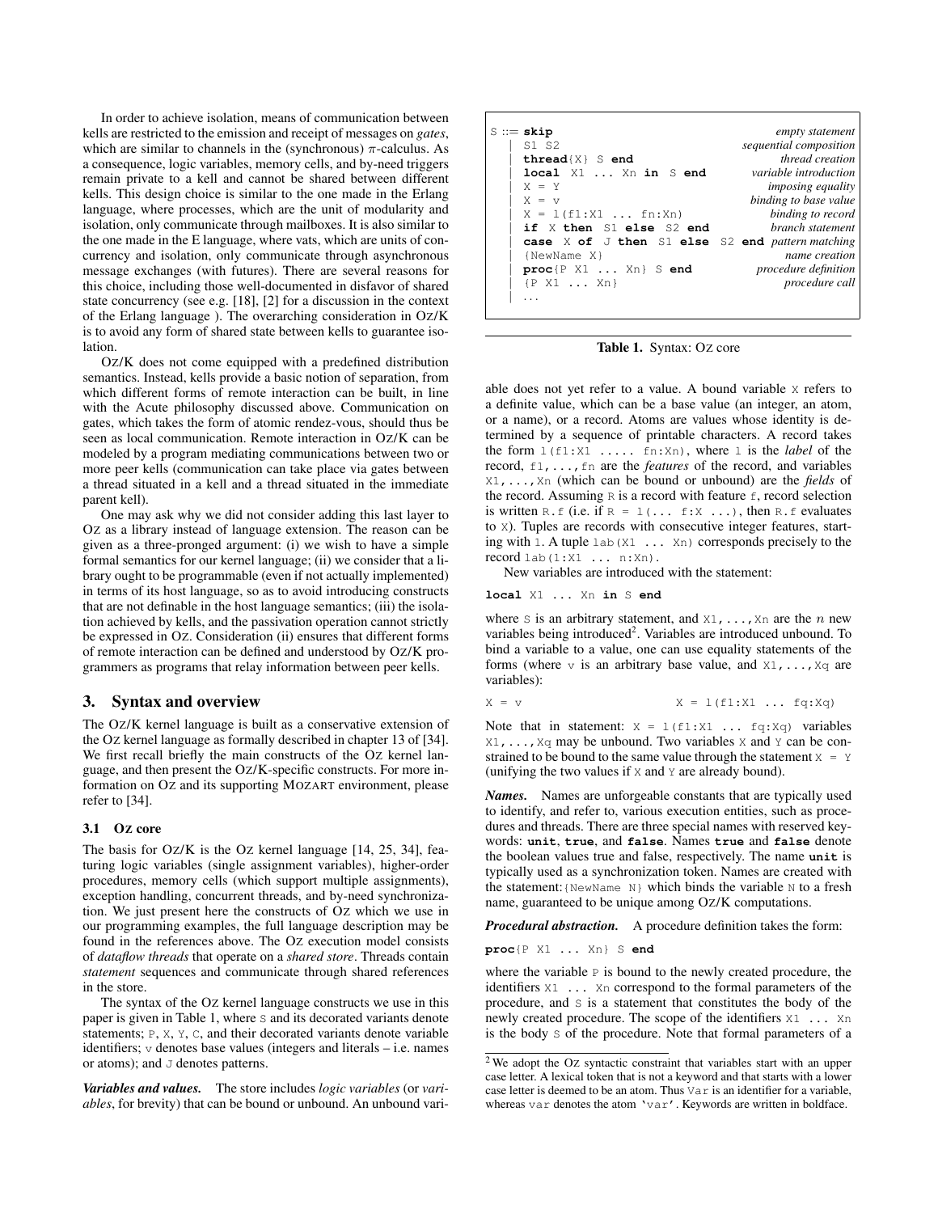In order to achieve isolation, means of communication between kells are restricted to the emission and receipt of messages on *gates*, which are similar to channels in the (synchronous) π-calculus. As a consequence, logic variables, memory cells, and by-need triggers remain private to a kell and cannot be shared between different kells. This design choice is similar to the one made in the Erlang language, where processes, which are the unit of modularity and isolation, only communicate through mailboxes. It is also similar to the one made in the E language, where vats, which are units of concurrency and isolation, only communicate through asynchronous message exchanges (with futures). There are several reasons for this choice, including those well-documented in disfavor of shared state concurrency (see e.g. [18], [2] for a discussion in the context of the Erlang language ). The overarching consideration in OZ/K is to avoid any form of shared state between kells to guarantee isolation.

OZ/K does not come equipped with a predefined distribution semantics. Instead, kells provide a basic notion of separation, from which different forms of remote interaction can be built, in line with the Acute philosophy discussed above. Communication on gates, which takes the form of atomic rendez-vous, should thus be seen as local communication. Remote interaction in OZ/K can be modeled by a program mediating communications between two or more peer kells (communication can take place via gates between a thread situated in a kell and a thread situated in the immediate parent kell).

One may ask why we did not consider adding this last layer to OZ as a library instead of language extension. The reason can be given as a three-pronged argument: (i) we wish to have a simple formal semantics for our kernel language; (ii) we consider that a library ought to be programmable (even if not actually implemented) in terms of its host language, so as to avoid introducing constructs that are not definable in the host language semantics; (iii) the isolation achieved by kells, and the passivation operation cannot strictly be expressed in OZ. Consideration (ii) ensures that different forms of remote interaction can be defined and understood by OZ/K programmers as programs that relay information between peer kells.

## 3. Syntax and overview

The OZ/K kernel language is built as a conservative extension of the OZ kernel language as formally described in chapter 13 of [34]. We first recall briefly the main constructs of the OZ kernel language, and then present the OZ/K-specific constructs. For more information on OZ and its supporting MOZART environment, please refer to [34].

### 3.1 OZ core

The basis for OZ/K is the OZ kernel language [14, 25, 34], featuring logic variables (single assignment variables), higher-order procedures, memory cells (which support multiple assignments), exception handling, concurrent threads, and by-need synchronization. We just present here the constructs of OZ which we use in our programming examples, the full language description may be found in the references above. The OZ execution model consists of *dataflow threads* that operate on a *shared store*. Threads contain *statement* sequences and communicate through shared references in the store.

The syntax of the OZ kernel language constructs we use in this paper is given in Table 1, where `S` and its decorated variants denote statements; `P`, `X`, `Y`, `C`, and their decorated variants denote variable identifiers; `v` denotes base values (integers and literals – i.e. names or atoms); and `J` denotes patterns.

| Syntax | Description |
|---|---|
| S ::= **skip** | *empty statement* |
| \| S1 S2 | *sequential composition* |
| \| **thread**{X} S **end** | *thread creation* |
| \| **local** X1 ... Xn **in** S **end** | *variable introduction* |
| \| X = Y | *imposing equality* |
| \| X = v | *binding to base value* |
| \| X = l(f1:X1 ... fn:Xn) | *binding to record* |
| \| **if** X **then** S1 **else** S2 **end** | *branch statement* |
| \| **case** X **of** J **then** S1 **else** S2 **end** | *pattern matching* |
| \| {NewName X} | *name creation* |
| \| **proc**{P X1 ... Xn} S **end** | *procedure definition* |
| \| {P X1 ... Xn} | *procedure call* |
| \| ... | |

**Table 1.** Syntax: OZ core

***Variables and values.*** The store includes *logic variables* (or *variables*, for brevity) that can be bound or unbound. An unbound variable does not yet refer to a value. A bound variable `X` refers to a definite value, which can be a base value (an integer, an atom, or a name), or a record. Atoms are values whose identity is determined by a sequence of printable characters. A record takes the form `l(f1:X1 ..... fn:Xn)`, where `l` is the *label* of the record, `f1,...,fn` are the *features* of the record, and variables `X1,...,Xn` (which can be bound or unbound) are the *fields* of the record. Assuming `R` is a record with feature `f`, record selection is written `R.f` (i.e. if `R = l(... f:X ...)`, then `R.f` evaluates to `X`). Tuples are records with consecutive integer features, starting with `1`. A tuple `lab(X1 ... Xn)` corresponds precisely to the record `lab(1:X1 ... n:Xn)`.

New variables are introduced with the statement:

```
local X1 ... Xn in S end
```

where `S` is an arbitrary statement, and `X1,...,Xn` are the $n$ new variables being introduced[2]. Variables are introduced unbound. To bind a variable to a value, one can use equality statements of the forms (where `v` is an arbitrary base value, and `X1,...,Xq` are variables):

```
X = v                    X = l(f1:X1 ... fq:Xq)
```

Note that in statement: `X = l(f1:X1 ... fq:Xq)` variables `X1,...,Xq` may be unbound. Two variables `X` and `Y` can be constrained to be bound to the same value through the statement `X = Y` (unifying the two values if `X` and `Y` are already bound).

***Names.*** Names are unforgeable constants that are typically used to identify, and refer to, various execution entities, such as procedures and threads. There are three special names with reserved keywords: **unit**, **true**, and **false**. Names **true** and **false** denote the boolean values true and false, respectively. The name **unit** is typically used as a synchronization token. Names are created with the statement: `{NewName N}` which binds the variable `N` to a fresh name, guaranteed to be unique among OZ/K computations.

***Procedural abstraction.*** A procedure definition takes the form:

```
proc{P X1 ... Xn} S end
```

where the variable `P` is bound to the newly created procedure, the identifiers `X1 ... Xn` correspond to the formal parameters of the procedure, and `S` is a statement that constitutes the body of the newly created procedure. The scope of the identifiers `X1 ... Xn` is the body `S` of the procedure. Note that formal parameters of a

[2] We adopt the OZ syntactic constraint that variables start with an upper case letter. A lexical token that is not a keyword and that starts with a lower case letter is deemed to be an atom. Thus `Var` is an identifier for a variable, whereas `var` denotes the atom `'var'`. Keywords are written in boldface.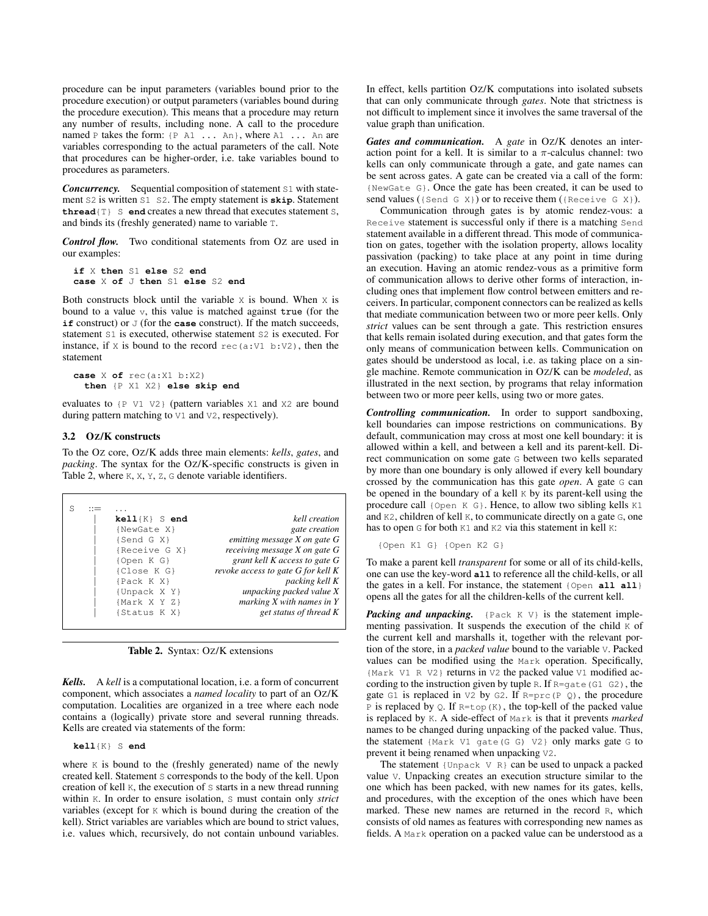procedure can be input parameters (variables bound prior to the procedure execution) or output parameters (variables bound during the procedure execution). This means that a procedure may return any number of results, including none. A call to the procedure named `P` takes the form: `{P A1 ... An}`, where `A1 ... An` are variables corresponding to the actual parameters of the call. Note that procedures can be higher-order, i.e. take variables bound to procedures as parameters.

***Concurrency.*** Sequential composition of statement `S1` with statement `S2` is written `S1 S2`. The empty statement is **`skip`**. Statement **`thread`**`{T} S` **`end`** creates a new thread that executes statement `S`, and binds its (freshly generated) name to variable `T`.

***Control flow.*** Two conditional statements from OZ are used in our examples:

```
if X then S1 else S2 end
case X of J then S1 else S2 end
```

Both constructs block until the variable `X` is bound. When `X` is bound to a value `v`, this value is matched against **`true`** (for the **`if`** construct) or `J` (for the **`case`** construct). If the match succeeds, statement `S1` is executed, otherwise statement `S2` is executed. For instance, if `X` is bound to the record `rec(a:V1 b:V2)`, then the statement

```
case X of rec(a:X1 b:X2)
  then {P X1 X2} else skip end
```

evaluates to `{P V1 V2}` (pattern variables `X1` and `X2` are bound during pattern matching to `V1` and `V2`, respectively).

### 3.2 OZ/K constructs

To the OZ core, OZ/K adds three main elements: *kells*, *gates*, and *packing*. The syntax for the OZ/K-specific constructs is given in Table 2, where `K`, `X`, `Y`, `Z`, `G` denote variable identifiers.

| | | | |
|---|---|---|---|
| `S` | ::= | `...` | |
| | \| | **`kell`**`{K} S` **`end`** | *kell creation* |
| | \| | `{NewGate X}` | *gate creation* |
| | \| | `{Send G X}` | *emitting message X on gate G* |
| | \| | `{Receive G X}` | *receiving message X on gate G* |
| | \| | `{Open K G}` | *grant kell K access to gate G* |
| | \| | `{Close K G}` | *revoke access to gate G for kell K* |
| | \| | `{Pack K X}` | *packing kell K* |
| | \| | `{Unpack X Y}` | *unpacking packed value X* |
| | \| | `{Mark X Y Z}` | *marking X with names in Y* |
| | \| | `{Status K X}` | *get status of thread K* |

**Table 2.** Syntax: OZ/K extensions

***Kells.*** A *kell* is a computational location, i.e. a form of concurrent component, which associates a *named locality* to part of an OZ/K computation. Localities are organized in a tree where each node contains a (logically) private store and several running threads. Kells are created via statements of the form:

```
kell{K} S end
```

where `K` is bound to the (freshly generated) name of the newly created kell. Statement `S` corresponds to the body of the kell. Upon creation of kell `K`, the execution of `S` starts in a new thread running within `K`. In order to ensure isolation, `S` must contain only *strict* variables (except for `K` which is bound during the creation of the kell). Strict variables are variables which are bound to strict values, i.e. values which, recursively, do not contain unbound variables. In effect, kells partition OZ/K computations into isolated subsets that can only communicate through *gates*. Note that strictness is not difficult to implement since it involves the same traversal of the value graph than unification.

***Gates and communication.*** A *gate* in OZ/K denotes an interaction point for a kell. It is similar to a $\pi$-calculus channel: two kells can only communicate through a gate, and gate names can be sent across gates. A gate can be created via a call of the form: `{NewGate G}`. Once the gate has been created, it can be used to send values (`{Send G X}`) or to receive them (`{Receive G X}`).

Communication through gates is by atomic rendez-vous: a `Receive` statement is successful only if there is a matching `Send` statement available in a different thread. This mode of communication on gates, together with the isolation property, allows locality passivation (packing) to take place at any point in time during an execution. Having an atomic rendez-vous as a primitive form of communication allows to derive other forms of interaction, including ones that implement flow control between emitters and receivers. In particular, component connectors can be realized as kells that mediate communication between two or more peer kells. Only *strict* values can be sent through a gate. This restriction ensures that kells remain isolated during execution, and that gates form the only means of communication between kells. Communication on gates should be understood as local, i.e. as taking place on a single machine. Remote communication in OZ/K can be *modeled*, as illustrated in the next section, by programs that relay information between two or more peer kells, using two or more gates.

***Controlling communication.*** In order to support sandboxing, kell boundaries can impose restrictions on communications. By default, communication may cross at most one kell boundary: it is allowed within a kell, and between a kell and its parent-kell. Direct communication on some gate `G` between two kells separated by more than one boundary is only allowed if every kell boundary crossed by the communication has this gate *open*. A gate `G` can be opened in the boundary of a kell `K` by its parent-kell using the procedure call `{Open K G}`. Hence, to allow two sibling kells `K1` and `K2`, children of kell `K`, to communicate directly on a gate `G`, one has to open `G` for both `K1` and `K2` via this statement in kell `K`:

```
{Open K1 G} {Open K2 G}
```

To make a parent kell *transparent* for some or all of its child-kells, one can use the key-word **`all`** to reference all the child-kells, or all the gates in a kell. For instance, the statement `{Open` **`all all`**`}` opens all the gates for all the children-kells of the current kell.

***Packing and unpacking.*** `{Pack K V}` is the statement implementing passivation. It suspends the execution of the child `K` of the current kell and marshalls it, together with the relevant portion of the store, in a *packed value* bound to the variable `V`. Packed values can be modified using the `Mark` operation. Specifically, `{Mark V1 R V2}` returns in `V2` the packed value `V1` modified according to the instruction given by tuple `R`. If `R=gate(G1 G2)`, the gate `G1` is replaced in `V2` by `G2`. If `R=prc(P Q)`, the procedure `P` is replaced by `Q`. If `R=top(K)`, the top-kell of the packed value is replaced by `K`. A side-effect of `Mark` is that it prevents *marked* names to be changed during unpacking of the packed value. Thus, the statement `{Mark V1 gate(G G) V2}` only marks gate `G` to prevent it being renamed when unpacking `V2`.

The statement `{Unpack V R}` can be used to unpack a packed value `V`. Unpacking creates an execution structure similar to the one which has been packed, with new names for its gates, kells, and procedures, with the exception of the ones which have been marked. These new names are returned in the record `R`, which consists of old names as features with corresponding new names as fields. A `Mark` operation on a packed value can be understood as a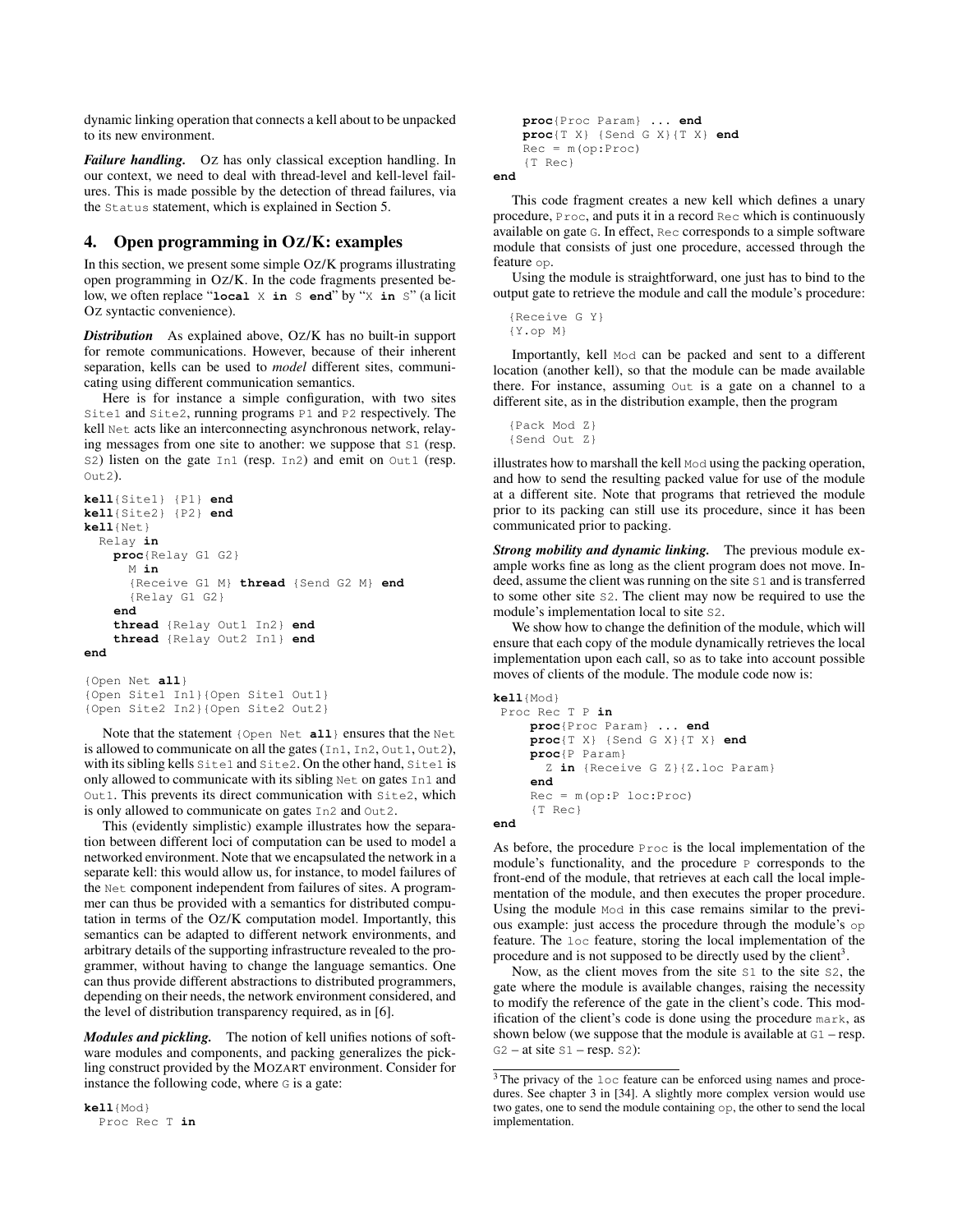dynamic linking operation that connects a kell about to be unpacked to its new environment.

***Failure handling.*** Oz has only classical exception handling. In our context, we need to deal with thread-level and kell-level failures. This is made possible by the detection of thread failures, via the `Status` statement, which is explained in Section 5.

## 4. Open programming in Oz/K: examples

In this section, we present some simple Oz/K programs illustrating open programming in Oz/K. In the code fragments presented below, we often replace "`local X in S end`" by "`X in S`" (a licit Oz syntactic convenience).

***Distribution*** As explained above, Oz/K has no built-in support for remote communications. However, because of their inherent separation, kells can be used to *model* different sites, communicating using different communication semantics.

Here is for instance a simple configuration, with two sites `Site1` and `Site2`, running programs `P1` and `P2` respectively. The kell `Net` acts like an interconnecting asynchronous network, relaying messages from one site to another: we suppose that `S1` (resp. `S2`) listen on the gate `In1` (resp. `In2`) and emit on `Out1` (resp. `Out2`).

```
kell{Site1} {P1} end
kell{Site2} {P2} end
kell{Net}
  Relay in
    proc{Relay G1 G2}
      M in
      {Receive G1 M} thread {Send G2 M} end
      {Relay G1 G2}
    end
    thread {Relay Out1 In2} end
    thread {Relay Out2 In1} end
end

{Open Net all}
{Open Site1 In1}{Open Site1 Out1}
{Open Site2 In2}{Open Site2 Out2}
```

Note that the statement `{Open Net all}` ensures that the `Net` is allowed to communicate on all the gates (`In1`, `In2`, `Out1`, `Out2`), with its sibling kells `Site1` and `Site2`. On the other hand, `Site1` is only allowed to communicate with its sibling `Net` on gates `In1` and `Out1`. This prevents its direct communication with `Site2`, which is only allowed to communicate on gates `In2` and `Out2`.

This (evidently simplistic) example illustrates how the separation between different loci of computation can be used to model a networked environment. Note that we encapsulated the network in a separate kell: this would allow us, for instance, to model failures of the `Net` component independent from failures of sites. A programmer can thus be provided with a semantics for distributed computation in terms of the Oz/K computation model. Importantly, this semantics can be adapted to different network environments, and arbitrary details of the supporting infrastructure revealed to the programmer, without having to change the language semantics. One can thus provide different abstractions to distributed programmers, depending on their needs, the network environment considered, and the level of distribution transparency required, as in [6].

***Modules and pickling.*** The notion of kell unifies notions of software modules and components, and packing generalizes the pickling construct provided by the MOZART environment. Consider for instance the following code, where `G` is a gate:

```
kell{Mod}
  Proc Rec T in
    proc{Proc Param} ... end
    proc{T X} {Send G X}{T X} end
    Rec = m(op:Proc)
    {T Rec}
end
```

This code fragment creates a new kell which defines a unary procedure, `Proc`, and puts it in a record `Rec` which is continuously available on gate `G`. In effect, `Rec` corresponds to a simple software module that consists of just one procedure, accessed through the feature `op`.

Using the module is straightforward, one just has to bind to the output gate to retrieve the module and call the module's procedure:

```
{Receive G Y}
{Y.op M}
```

Importantly, kell `Mod` can be packed and sent to a different location (another kell), so that the module can be made available there. For instance, assuming `Out` is a gate on a channel to a different site, as in the distribution example, then the program

```
{Pack Mod Z}
{Send Out Z}
```

illustrates how to marshall the kell `Mod` using the packing operation, and how to send the resulting packed value for use of the module at a different site. Note that programs that retrieved the module prior to its packing can still use its procedure, since it has been communicated prior to packing.

***Strong mobility and dynamic linking.*** The previous module example works fine as long as the client program does not move. Indeed, assume the client was running on the site `S1` and is transferred to some other site `S2`. The client may now be required to use the module's implementation local to site `S2`.

We show how to change the definition of the module, which will ensure that each copy of the module dynamically retrieves the local implementation upon each call, so as to take into account possible moves of clients of the module. The module code now is:

```
kell{Mod}
 Proc Rec T P in
    proc{Proc Param} ... end
    proc{T X} {Send G X}{T X} end
    proc{P Param}
      Z in {Receive G Z}{Z.loc Param}
    end
    Rec = m(op:P loc:Proc)
    {T Rec}
end
```

As before, the procedure `Proc` is the local implementation of the module's functionality, and the procedure `P` corresponds to the front-end of the module, that retrieves at each call the local implementation of the module, and then executes the proper procedure. Using the module `Mod` in this case remains similar to the previous example: just access the procedure through the module's `op` feature. The `loc` feature, storing the local implementation of the procedure and is not supposed to be directly used by the client[3].

Now, as the client moves from the site `S1` to the site `S2`, the gate where the module is available changes, raising the necessity to modify the reference of the gate in the client's code. This modification of the client's code is done using the procedure `mark`, as shown below (we suppose that the module is available at `G1` – resp. `G2` – at site `S1` – resp. `S2`):

[3] The privacy of the `loc` feature can be enforced using names and procedures. See chapter 3 in [34]. A slightly more complex version would use two gates, one to send the module containing `op`, the other to send the local implementation.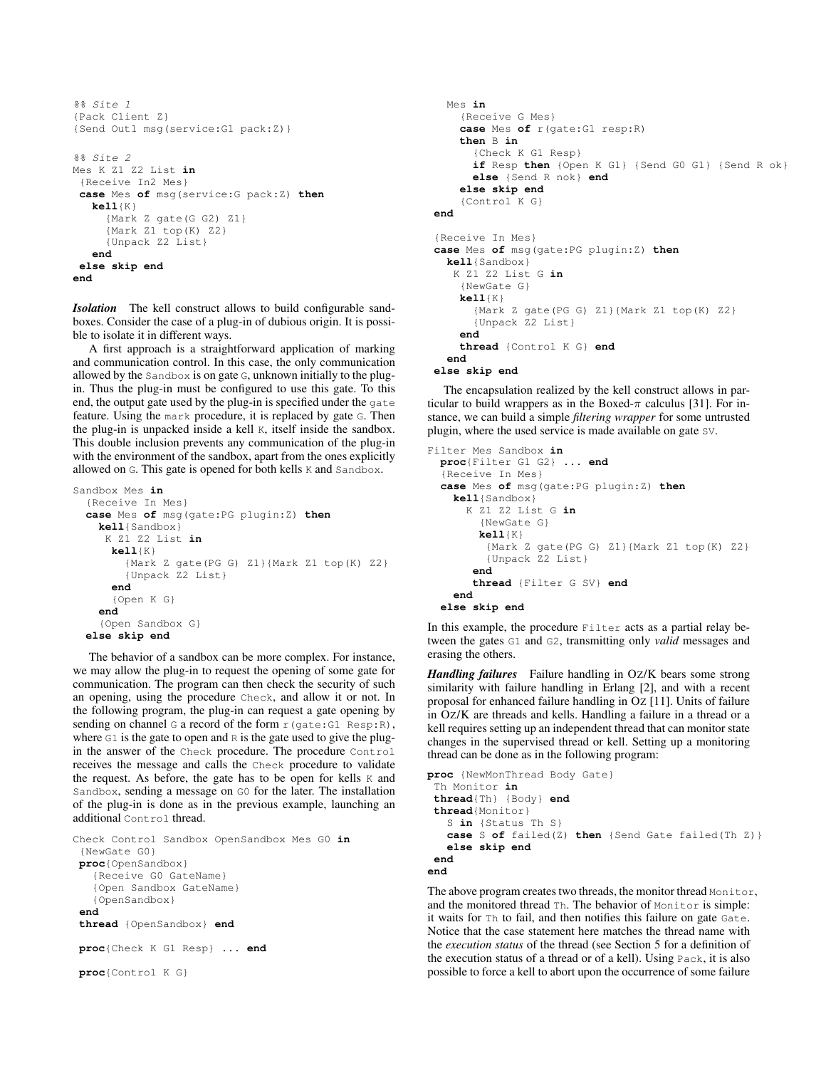```
%% Site 1
{Pack Client Z}
{Send Out1 msg(service:G1 pack:Z)}

%% Site 2
Mes K Z1 Z2 List in
 {Receive In2 Mes}
 case Mes of msg(service:G pack:Z) then
   kell{K}
     {Mark Z gate(G G2) Z1}
     {Mark Z1 top(K) Z2}
     {Unpack Z2 List}
   end
 else skip end
end
```

***Isolation*** The kell construct allows to build configurable sandboxes. Consider the case of a plug-in of dubious origin. It is possible to isolate it in different ways.

A first approach is a straightforward application of marking and communication control. In this case, the only communication allowed by the `Sandbox` is on gate `G`, unknown initially to the plug-in. Thus the plug-in must be configured to use this gate. To this end, the output gate used by the plug-in is specified under the `gate` feature. Using the `mark` procedure, it is replaced by gate `G`. Then the plug-in is unpacked inside a kell `K`, itself inside the sandbox. This double inclusion prevents any communication of the plug-in with the environment of the sandbox, apart from the ones explicitly allowed on `G`. This gate is opened for both kells `K` and `Sandbox`.

```
Sandbox Mes in
  {Receive In Mes}
  case Mes of msg(gate:PG plugin:Z) then
    kell{Sandbox}
     K Z1 Z2 List in
      kell{K}
        {Mark Z gate(PG G) Z1}{Mark Z1 top(K) Z2}
        {Unpack Z2 List}
      end
      {Open K G}
    end
    {Open Sandbox G}
  else skip end
```

The behavior of a sandbox can be more complex. For instance, we may allow the plug-in to request the opening of some gate for communication. The program can then check the security of such an opening, using the procedure `Check`, and allow it or not. In the following program, the plug-in can request a gate opening by sending on channel `G` a record of the form `r(gate:G1 Resp:R)`, where `G1` is the gate to open and `R` is the gate used to give the plug-in the answer of the `Check` procedure. The procedure `Control` receives the message and calls the `Check` procedure to validate the request. As before, the gate has to be open for kells `K` and `Sandbox`, sending a message on `G0` for the later. The installation of the plug-in is done as in the previous example, launching an additional `Control` thread.

```
Check Control Sandbox OpenSandbox Mes G0 in
 {NewGate G0}
 proc{OpenSandbox}
   {Receive G0 GateName}
   {Open Sandbox GateName}
   {OpenSandbox}
 end
 thread {OpenSandbox} end

 proc{Check K G1 Resp} ... end

 proc{Control K G}
   Mes in
     {Receive G Mes}
     case Mes of r(gate:G1 resp:R)
     then B in
       {Check K G1 Resp}
       if Resp then {Open K G1} {Send G0 G1} {Send R ok}
       else {Send R nok} end
     else skip end
     {Control K G}
 end

 {Receive In Mes}
 case Mes of msg(gate:PG plugin:Z) then
   kell{Sandbox}
    K Z1 Z2 List G in
     {NewGate G}
     kell{K}
       {Mark Z gate(PG G) Z1}{Mark Z1 top(K) Z2}
       {Unpack Z2 List}
     end
     thread {Control K G} end
   end
 else skip end
```

The encapsulation realized by the kell construct allows in particular to build wrappers as in the Boxed-$\pi$ calculus [31]. For instance, we can build a simple *filtering wrapper* for some untrusted plugin, where the used service is made available on gate `SV`.

```
Filter Mes Sandbox in
  proc{Filter G1 G2} ... end
  {Receive In Mes}
  case Mes of msg(gate:PG plugin:Z) then
    kell{Sandbox}
      K Z1 Z2 List G in
        {NewGate G}
        kell{K}
          {Mark Z gate(PG G) Z1}{Mark Z1 top(K) Z2}
          {Unpack Z2 List}
        end
        thread {Filter G SV} end
    end
  else skip end
```

In this example, the procedure `Filter` acts as a partial relay between the gates `G1` and `G2`, transmitting only *valid* messages and erasing the others.

***Handling failures*** Failure handling in OZ/K bears some strong similarity with failure handling in Erlang [2], and with a recent proposal for enhanced failure handling in OZ [11]. Units of failure in OZ/K are threads and kells. Handling a failure in a thread or a kell requires setting up an independent thread that can monitor state changes in the supervised thread or kell. Setting up a monitoring thread can be done as in the following program:

```
proc {NewMonThread Body Gate}
 Th Monitor in
 thread{Th} {Body} end
 thread{Monitor}
   S in {Status Th S}
   case S of failed(Z) then {Send Gate failed(Th Z)}
   else skip end
 end
end
```

The above program creates two threads, the monitor thread `Monitor`, and the monitored thread `Th`. The behavior of `Monitor` is simple: it waits for `Th` to fail, and then notifies this failure on gate `Gate`. Notice that the case statement here matches the thread name with the *execution status* of the thread (see Section 5 for a definition of the execution status of a thread or of a kell). Using `Pack`, it is also possible to force a kell to abort upon the occurrence of some failure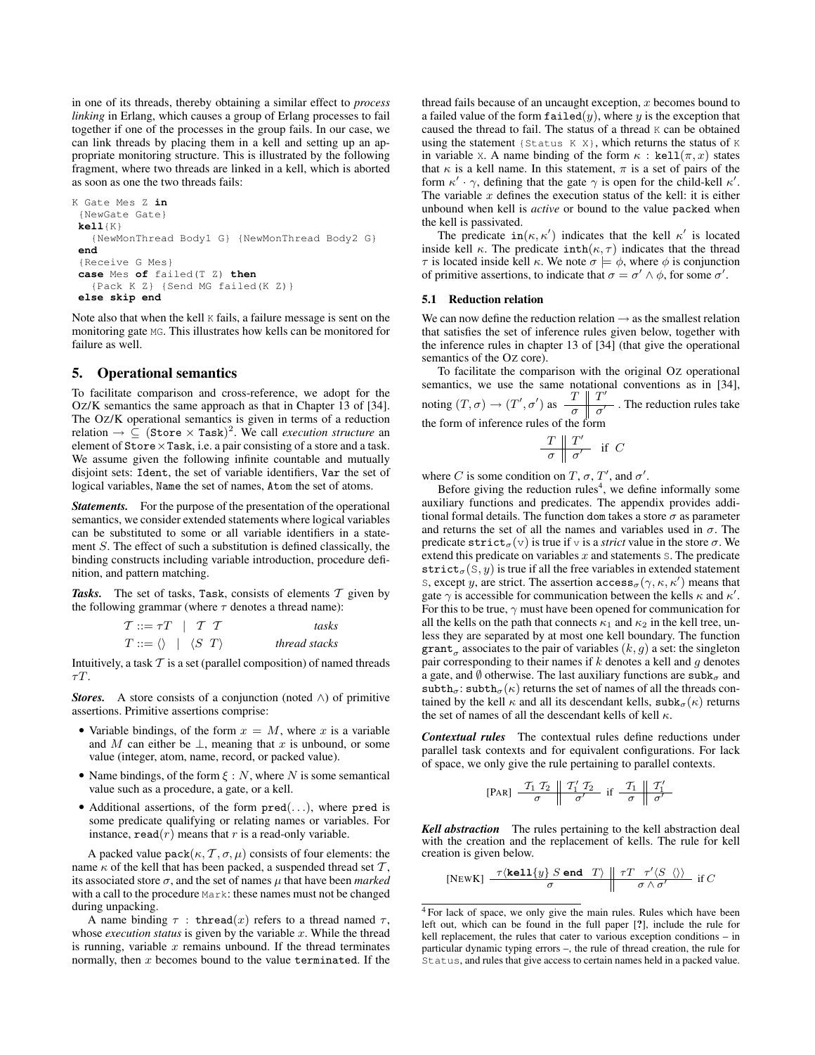in one of its threads, thereby obtaining a similar effect to *process linking* in Erlang, which causes a group of Erlang processes to fail together if one of the processes in the group fails. In our case, we can link threads by placing them in a kell and setting up an appropriate monitoring structure. This is illustrated by the following fragment, where two threads are linked in a kell, which is aborted as soon as one the two threads fails:

```
K Gate Mes Z in
 {NewGate Gate}
 kell{K}
   {NewMonThread Body1 G} {NewMonThread Body2 G}
 end
 {Receive G Mes}
 case Mes of failed(T Z) then
   {Pack K Z} {Send MG failed(K Z)}
 else skip end
```

Note also that when the kell K fails, a failure message is sent on the monitoring gate MG. This illustrates how kells can be monitored for failure as well.

## 5. Operational semantics

To facilitate comparison and cross-reference, we adopt for the OZ/K semantics the same approach as that in Chapter 13 of [34]. The OZ/K operational semantics is given in terms of a reduction relation $\rightarrow \subseteq (\texttt{Store} \times \texttt{Task})^2$. We call *execution structure* an element of Store × Task, i.e. a pair consisting of a store and a task. We assume given the following infinite countable and mutually disjoint sets: Ident, the set of variable identifiers, Var the set of logical variables, Name the set of names, Atom the set of atoms.

***Statements.*** For the purpose of the presentation of the operational semantics, we consider extended statements where logical variables can be substituted to some or all variable identifiers in a statement $S$. The effect of such a substitution is defined classically, the binding constructs including variable introduction, procedure definition, and pattern matching.

***Tasks.*** The set of tasks, Task, consists of elements $\mathcal{T}$ given by the following grammar (where $\tau$ denotes a thread name):

$$\mathcal{T} ::= \tau T \;\;|\;\; \mathcal{T}\;\mathcal{T} \qquad\qquad \textit{tasks}$$
$$T ::= \langle\rangle \;\;|\;\; \langle S\;\;T\rangle \qquad\qquad \textit{thread stacks}$$

Intuitively, a task $\mathcal{T}$ is a set (parallel composition) of named threads $\tau T$.

***Stores.*** A store consists of a conjunction (noted $\wedge$) of primitive assertions. Primitive assertions comprise:

- Variable bindings, of the form $x = M$, where $x$ is a variable and $M$ can either be $\bot$, meaning that $x$ is unbound, or some value (integer, atom, name, record, or packed value).
- Name bindings, of the form $\xi : N$, where $N$ is some semantical value such as a procedure, a gate, or a kell.
- Additional assertions, of the form $\texttt{pred}(\ldots)$, where pred is some predicate qualifying or relating names or variables. For instance, $\texttt{read}(r)$ means that $r$ is a read-only variable.

A packed value $\texttt{pack}(\kappa, \mathcal{T}, \sigma, \mu)$ consists of four elements: the name $\kappa$ of the kell that has been packed, a suspended thread set $\mathcal{T}$, its associated store $\sigma$, and the set of names $\mu$ that have been *marked* with a call to the procedure Mark: these names must not be changed during unpacking.

A name binding $\tau : \texttt{thread}(x)$ refers to a thread named $\tau$, whose *execution status* is given by the variable $x$. While the thread is running, variable $x$ remains unbound. If the thread terminates normally, then $x$ becomes bound to the value terminated. If the thread fails because of an uncaught exception, $x$ becomes bound to a failed value of the form $\texttt{failed}(y)$, where $y$ is the exception that caused the thread to fail. The status of a thread K can be obtained using the statement {Status K X}, which returns the status of K in variable X. A name binding of the form $\kappa : \texttt{kell}(\pi, x)$ states that $\kappa$ is a kell name. In this statement, $\pi$ is a set of pairs of the form $\kappa' \cdot \gamma$, defining that the gate $\gamma$ is open for the child-kell $\kappa'$. The variable $x$ defines the execution status of the kell: it is either unbound when kell is *active* or bound to the value packed when the kell is passivated.

The predicate $\texttt{in}(\kappa, \kappa')$ indicates that the kell $\kappa'$ is located inside kell $\kappa$. The predicate $\texttt{inth}(\kappa, \tau)$ indicates that the thread $\tau$ is located inside kell $\kappa$. We note $\sigma \models \phi$, where $\phi$ is conjunction of primitive assertions, to indicate that $\sigma = \sigma' \wedge \phi$, for some $\sigma'$.

### 5.1 Reduction relation

We can now define the reduction relation $\rightarrow$ as the smallest relation that satisfies the set of inference rules given below, together with the inference rules in chapter 13 of [34] (that give the operational semantics of the OZ core).

To facilitate the comparison with the original OZ operational semantics, we use the same notational conventions as in [34], noting $(T, \sigma) \rightarrow (T', \sigma')$ as $\dfrac{T}{\sigma} \Big\Vert \dfrac{T'}{\sigma'}$ . The reduction rules take the form of inference rules of the form

$$\frac{T}{\sigma} \Big\Vert \frac{T'}{\sigma'} \quad \text{if } C$$

where $C$ is some condition on $T$, $\sigma$, $T'$, and $\sigma'$.

Before giving the reduction rules[4], we define informally some auxiliary functions and predicates. The appendix provides additional formal details. The function dom takes a store $\sigma$ as parameter and returns the set of all the names and variables used in $\sigma$. The predicate $\texttt{strict}_\sigma(\texttt{v})$ is true if v is a *strict* value in the store $\sigma$. We extend this predicate on variables $x$ and statements S. The predicate $\texttt{strict}_\sigma(\texttt{S}, y)$ is true if all the free variables in extended statement S, except $y$, are strict. The assertion $\texttt{access}_\sigma(\gamma, \kappa, \kappa')$ means that gate $\gamma$ is accessible for communication between the kells $\kappa$ and $\kappa'$. For this to be true, $\gamma$ must have been opened for communication for all the kells on the path that connects $\kappa_1$ and $\kappa_2$ in the kell tree, unless they are separated by at most one kell boundary. The function $\texttt{grant}_\sigma$ associates to the pair of variables $(k, g)$ a set: the singleton pair corresponding to their names if $k$ denotes a kell and $g$ denotes a gate, and $\emptyset$ otherwise. The last auxiliary functions are $\texttt{subk}_\sigma$ and $\texttt{subth}_\sigma$: $\texttt{subth}_\sigma(\kappa)$ returns the set of names of all the threads contained by the kell $\kappa$ and all its descendant kells, $\texttt{subk}_\sigma(\kappa)$ returns the set of names of all the descendant kells of kell $\kappa$.

***Contextual rules*** The contextual rules define reductions under parallel task contexts and for equivalent configurations. For lack of space, we only give the rule pertaining to parallel contexts.

$$[\text{PAR}]\;\; \frac{\mathcal{T}_1\;\mathcal{T}_2}{\sigma} \Big\Vert \frac{\mathcal{T}_1'\;\mathcal{T}_2}{\sigma'} \;\;\text{if}\;\; \frac{\mathcal{T}_1}{\sigma} \Big\Vert \frac{\mathcal{T}_1'}{\sigma'}$$

***Kell abstraction*** The rules pertaining to the kell abstraction deal with the creation and the replacement of kells. The rule for kell creation is given below.

$$[\text{NEWK}]\;\; \frac{\tau\langle \textbf{kell}\{y\}\;S\;\textbf{end}\;\;T\rangle}{\sigma} \Big\Vert \frac{\tau T \;\;\; \tau'\langle S\;\;\langle\rangle\rangle}{\sigma \wedge \sigma'} \;\;\text{if}\; C$$

[4] For lack of space, we only give the main rules. Rules which have been left out, which can be found in the full paper [?], include the rule for kell replacement, the rules that cater to various exception conditions – in particular dynamic typing errors –, the rule of thread creation, the rule for Status, and rules that give access to certain names held in a packed value.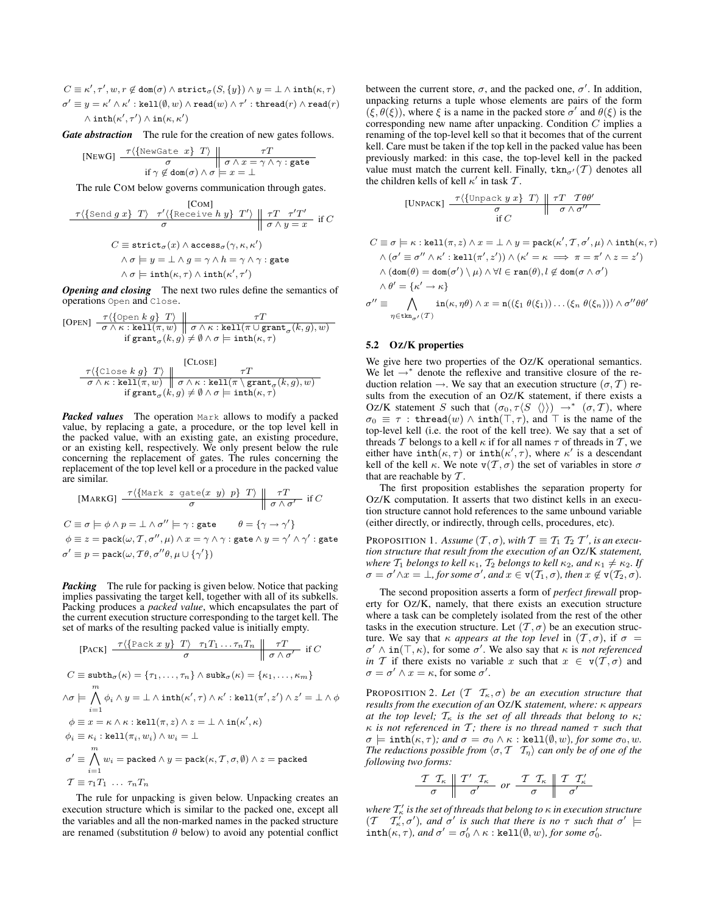$$C \equiv \kappa', \tau', w, r \notin \mathtt{dom}(\sigma) \wedge \mathtt{strict}_\sigma(S, \{y\}) \wedge y = \bot \wedge \mathtt{inth}(\kappa, \tau)$$

$$\sigma' \equiv y = \kappa' \wedge \kappa' : \mathtt{kell}(\emptyset, w) \wedge \mathtt{read}(w) \wedge \tau' : \mathtt{thread}(r) \wedge \mathtt{read}(r) \wedge \mathtt{inth}(\kappa', \tau') \wedge \mathtt{in}(\kappa, \kappa')$$

***Gate abstraction*** The rule for the creation of new gates follows.

$$[\textsc{NewG}]\ \frac{\tau\langle\{\mathtt{NewGate}\ x\}\ T\rangle}{\sigma} \Bigg\| \frac{\tau T}{\sigma \wedge x = \gamma \wedge \gamma : \mathtt{gate}} \quad \text{if } \gamma \notin \mathtt{dom}(\sigma) \wedge \sigma \models x = \bot$$

The rule COM below governs communication through gates.

$$[\textsc{Com}]\ \frac{\tau\langle\{\mathtt{Send}\ g\ x\}\ T\rangle\quad \tau'\langle\{\mathtt{Receive}\ h\ y\}\ T'\rangle}{\sigma} \Bigg\| \frac{\tau T \quad \tau' T'}{\sigma \wedge y = x} \ \text{ if } C$$

$$C \equiv \mathtt{strict}_\sigma(x) \wedge \mathtt{access}_\sigma(\gamma, \kappa, \kappa') \wedge \sigma \models y = \bot \wedge g = \gamma \wedge h = \gamma \wedge \gamma : \mathtt{gate} \wedge \sigma \models \mathtt{inth}(\kappa, \tau) \wedge \mathtt{inth}(\kappa', \tau')$$

***Opening and closing*** The next two rules define the semantics of operations Open and Close.

$$[\textsc{Open}]\ \frac{\tau\langle\{\mathtt{Open}\ k\ g\}\ T\rangle}{\sigma \wedge \kappa : \mathtt{kell}(\pi, w)} \Bigg\| \frac{\tau T}{\sigma \wedge \kappa : \mathtt{kell}(\pi \cup \mathtt{grant}_\sigma(k, g), w)} \quad \text{if } \mathtt{grant}_\sigma(k, g) \neq \emptyset \wedge \sigma \models \mathtt{inth}(\kappa, \tau)$$

$$[\textsc{Close}]\ \frac{\tau\langle\{\mathtt{Close}\ k\ g\}\ T\rangle}{\sigma \wedge \kappa : \mathtt{kell}(\pi, w)} \Bigg\| \frac{\tau T}{\sigma \wedge \kappa : \mathtt{kell}(\pi \setminus \mathtt{grant}_\sigma(k, g), w)} \quad \text{if } \mathtt{grant}_\sigma(k, g) \neq \emptyset \wedge \sigma \models \mathtt{inth}(\kappa, \tau)$$

***Packed values*** The operation Mark allows to modify a packed value, by replacing a gate, a procedure, or the top level kell in the packed value, with an existing gate, an existing procedure, or an existing kell, respectively. We only present below the rule concerning the replacement of gates. The rules concerning the replacement of the top level kell or a procedure in the packed value are similar.

$$[\textsc{MarkG}]\ \frac{\tau\langle\{\mathtt{Mark}\ z\ \mathtt{gate}(x\ y)\ p\}\ T\rangle}{\sigma} \Bigg\| \frac{\tau T}{\sigma \wedge \sigma'} \ \text{ if } C$$

$$C \equiv \sigma \models \phi \wedge p = \bot \wedge \sigma'' \models \gamma : \mathtt{gate} \qquad \theta = \{\gamma \to \gamma'\}$$

$$\phi \equiv z = \mathtt{pack}(\omega, \mathcal{T}, \sigma'', \mu) \wedge x = \gamma \wedge \gamma : \mathtt{gate} \wedge y = \gamma' \wedge \gamma' : \mathtt{gate}$$

$$\sigma' \equiv p = \mathtt{pack}(\omega, \mathcal{T}\theta, \sigma''\theta, \mu \cup \{\gamma'\})$$

***Packing*** The rule for packing is given below. Notice that packing implies passivating the target kell, together with all of its subkells. Packing produces a *packed value*, which encapsulates the part of the current execution structure corresponding to the target kell. The set of marks of the resulting packed value is initially empty.

$$[\textsc{Pack}]\ \frac{\tau\langle\{\mathtt{Pack}\ x\ y\}\ T\rangle \quad \tau_1 T_1 \ldots \tau_n T_n}{\sigma} \Bigg\| \frac{\tau T}{\sigma \wedge \sigma'} \ \text{ if } C$$

$$C \equiv \mathtt{subth}_\sigma(\kappa) = \{\tau_1, \ldots, \tau_n\} \wedge \mathtt{subk}_\sigma(\kappa) = \{\kappa_1, \ldots, \kappa_m\}$$

$$\wedge \sigma \models \bigwedge_{i=1}^{m} \phi_i \wedge y = \bot \wedge \mathtt{inth}(\kappa', \tau) \wedge \kappa' : \mathtt{kell}(\pi', z') \wedge z' = \bot \wedge \phi$$

$$\phi \equiv x = \kappa \wedge \kappa : \mathtt{kell}(\pi, z) \wedge z = \bot \wedge \mathtt{in}(\kappa', \kappa)$$

$$\phi_i \equiv \kappa_i : \mathtt{kell}(\pi_i, w_i) \wedge w_i = \bot$$

$$\sigma' \equiv \bigwedge_{i=1}^{m} w_i = \mathtt{packed} \wedge y = \mathtt{pack}(\kappa, \mathcal{T}, \sigma, \emptyset) \wedge z = \mathtt{packed}$$

$$\mathcal{T} \equiv \tau_1 T_1 \ \ldots\ \tau_n T_n$$

The rule for unpacking is given below. Unpacking creates an execution structure which is similar to the packed one, except all the variables and all the non-marked names in the packed structure are renamed (substitution $\theta$ below) to avoid any potential conflict between the current store, $\sigma$, and the packed one, $\sigma'$. In addition, unpacking returns a tuple whose elements are pairs of the form $(\xi, \theta(\xi))$, where $\xi$ is a name in the packed store $\sigma'$ and $\theta(\xi)$ is the corresponding new name after unpacking. Condition $C$ implies a renaming of the top-level kell so that it becomes that of the current kell. Care must be taken if the top kell in the packed value has been previously marked: in this case, the top-level kell in the packed value must match the current kell. Finally, $\mathtt{tkn}_{\sigma'}(\mathcal{T})$ denotes all the children kells of kell $\kappa'$ in task $\mathcal{T}$.

$$[\textsc{Unpack}]\ \frac{\tau\langle\{\mathtt{Unpack}\ y\ x\}\ T\rangle}{\sigma} \Bigg\| \frac{\tau T \quad \mathcal{T}\theta\theta'}{\sigma \wedge \sigma''} \quad \text{if } C$$

$$C \equiv \sigma \models \kappa : \mathtt{kell}(\pi, z) \wedge x = \bot \wedge y = \mathtt{pack}(\kappa', \mathcal{T}, \sigma', \mu) \wedge \mathtt{inth}(\kappa, \tau)$$

$$\wedge (\sigma' \equiv \sigma'' \wedge \kappa' : \mathtt{kell}(\pi', z')) \wedge (\kappa' = \kappa \implies \pi = \pi' \wedge z = z')$$

$$\wedge (\mathtt{dom}(\theta) = \mathtt{dom}(\sigma') \setminus \mu) \wedge \forall l \in \mathtt{ran}(\theta), l \notin \mathtt{dom}(\sigma \wedge \sigma')$$

$$\wedge \theta' = \{\kappa' \to \kappa\}$$

$$\sigma'' \equiv \bigwedge_{\eta \in \mathtt{tkn}_{\sigma'}(\mathcal{T})} \mathtt{in}(\kappa, \eta\theta) \wedge x = \mathtt{n}((\xi_1\ \theta(\xi_1)) \ldots (\xi_n\ \theta(\xi_n))) \wedge \sigma''\theta\theta'$$

### 5.2 OZ/K properties

We give here two properties of the OZ/K operational semantics. We let $\rightarrow^*$ denote the reflexive and transitive closure of the reduction relation $\rightarrow$. We say that an execution structure $(\sigma, \mathcal{T})$ results from the execution of an OZ/K statement, if there exists a OZ/K statement $S$ such that $(\sigma_0, \tau\langle S\ \langle\rangle\rangle) \rightarrow^* (\sigma, \mathcal{T})$, where $\sigma_0 \equiv \tau : \mathtt{thread}(w) \wedge \mathtt{inth}(\top, \tau)$, and $\top$ is the name of the top-level kell (i.e. the root of the kell tree). We say that a set of threads $\mathcal{T}$ belongs to a kell $\kappa$ if for all names $\tau$ of threads in $\mathcal{T}$, we either have $\mathtt{inth}(\kappa, \tau)$ or $\mathtt{inth}(\kappa', \tau)$, where $\kappa'$ is a descendant kell of the kell $\kappa$. We note $\mathtt{v}(\mathcal{T}, \sigma)$ the set of variables in store $\sigma$ that are reachable by $\mathcal{T}$.

The first proposition establishes the separation property for OZ/K computation. It asserts that two distinct kells in an execution structure cannot hold references to the same unbound variable (either directly, or indirectly, through cells, procedures, etc).

PROPOSITION 1. *Assume $(\mathcal{T}, \sigma)$, with $\mathcal{T} \equiv \mathcal{T}_1\ \mathcal{T}_2\ \mathcal{T}'$, is an execution structure that result from the execution of an OZ/K statement, where $\mathcal{T}_1$ belongs to kell $\kappa_1$, $\mathcal{T}_2$ belongs to kell $\kappa_2$, and $\kappa_1 \neq \kappa_2$. If $\sigma = \sigma' \wedge x = \bot$, for some $\sigma'$, and $x \in \mathtt{v}(\mathcal{T}_1, \sigma)$, then $x \notin \mathtt{v}(\mathcal{T}_2, \sigma)$.*

The second proposition asserts a form of *perfect firewall* property for OZ/K, namely, that there exists an execution structure where a task can be completely isolated from the rest of the other tasks in the execution structure. Let $(\mathcal{T}, \sigma)$ be an execution structure. We say that $\kappa$ *appears at the top level* in $(\mathcal{T}, \sigma)$, if $\sigma = \sigma' \wedge \mathtt{in}(\top, \kappa)$, for some $\sigma'$. We also say that $\kappa$ is *not referenced in* $\mathcal{T}$ if there exists no variable $x$ such that $x \in \mathtt{v}(\mathcal{T}, \sigma)$ and $\sigma = \sigma' \wedge x = \kappa$, for some $\sigma'$.

PROPOSITION 2. *Let $(\mathcal{T}\ \ \mathcal{T}_\kappa, \sigma)$ be an execution structure that results from the execution of an OZ/K statement, where: $\kappa$ appears at the top level; $\mathcal{T}_\kappa$ is the set of all threads that belong to $\kappa$; $\kappa$ is not referenced in $\mathcal{T}$; there is no thread named $\tau$ such that $\sigma \models \mathtt{inth}(\kappa, \tau)$; and $\sigma = \sigma_0 \wedge \kappa : \mathtt{kell}(\emptyset, w)$, for some $\sigma_0, w$. The reductions possible from $\langle\sigma, \mathcal{T}\ \ \mathcal{T}_\eta\rangle$ can only be of one of the following two forms:*

$$\frac{\mathcal{T}\ \ \mathcal{T}_\kappa}{\sigma} \Bigg\| \frac{\mathcal{T}'\ \ \mathcal{T}_\kappa}{\sigma'} \quad \text{or} \quad \frac{\mathcal{T}\ \ \mathcal{T}_\kappa}{\sigma} \Bigg\| \frac{\mathcal{T}\ \ \mathcal{T}'_\kappa}{\sigma'}$$

*where $\mathcal{T}'_\kappa$ is the set of threads that belong to $\kappa$ in execution structure $(\mathcal{T}\ \ \mathcal{T}'_\kappa, \sigma')$, and $\sigma'$ is such that there is no $\tau$ such that $\sigma' \models \mathtt{inth}(\kappa, \tau)$, and $\sigma' = \sigma'_0 \wedge \kappa : \mathtt{kell}(\emptyset, w)$, for some $\sigma'_0$.*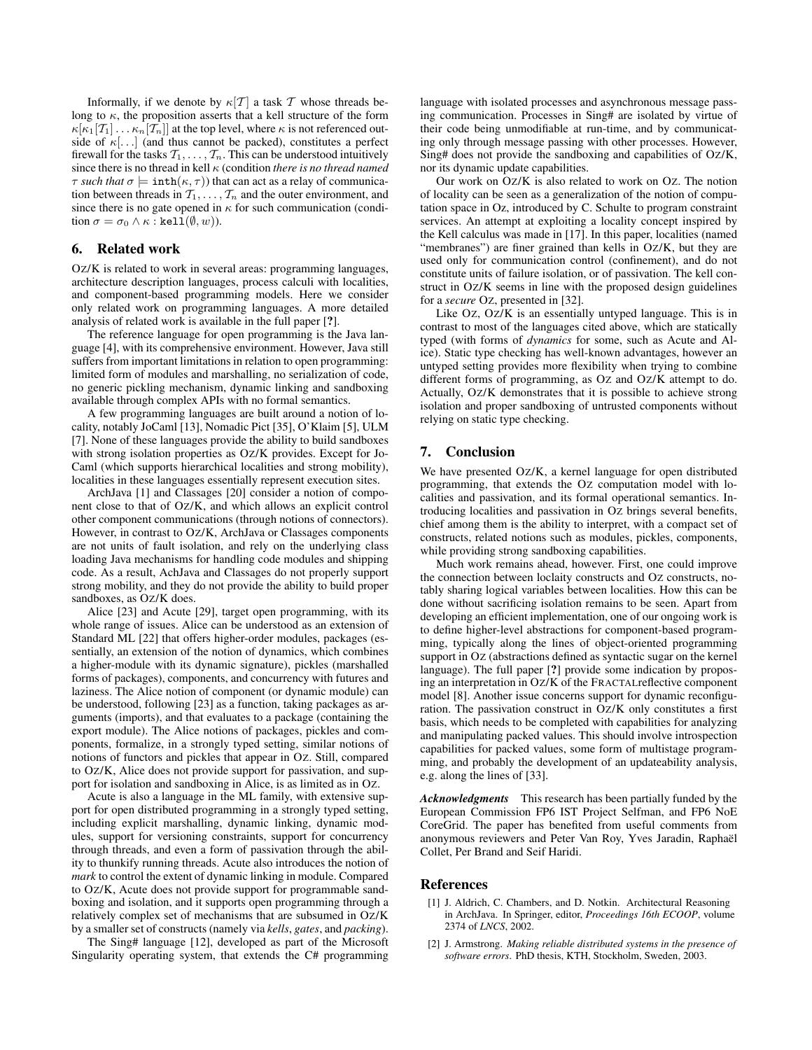Informally, if we denote by $\kappa[\mathcal{T}]$ a task $\mathcal{T}$ whose threads belong to $\kappa$, the proposition asserts that a kell structure of the form $\kappa[\kappa_1[\mathcal{T}_1] \ldots \kappa_n[\mathcal{T}_n]]$ at the top level, where $\kappa$ is not referenced outside of $\kappa[\ldots]$ (and thus cannot be packed), constitutes a perfect firewall for the tasks $\mathcal{T}_1, \ldots, \mathcal{T}_n$. This can be understood intuitively since there is no thread in kell $\kappa$ (condition *there is no thread named* $\tau$ *such that* $\sigma \models \mathtt{inth}(\kappa, \tau)$) that can act as a relay of communication between threads in $\mathcal{T}_1, \ldots, \mathcal{T}_n$ and the outer environment, and since there is no gate opened in $\kappa$ for such communication (condition $\sigma = \sigma_0 \wedge \kappa : \mathtt{kell}(\emptyset, w)$).

## 6. Related work

OZ/K is related to work in several areas: programming languages, architecture description languages, process calculi with localities, and component-based programming models. Here we consider only related work on programming languages. A more detailed analysis of related work is available in the full paper [?].

The reference language for open programming is the Java language [4], with its comprehensive environment. However, Java still suffers from important limitations in relation to open programming: limited form of modules and marshalling, no serialization of code, no generic pickling mechanism, dynamic linking and sandboxing available through complex APIs with no formal semantics.

A few programming languages are built around a notion of locality, notably JoCaml [13], Nomadic Pict [35], O'Klaim [5], ULM [7]. None of these languages provide the ability to build sandboxes with strong isolation properties as OZ/K provides. Except for JoCaml (which supports hierarchical localities and strong mobility), localities in these languages essentially represent execution sites.

ArchJava [1] and Classages [20] consider a notion of component close to that of OZ/K, and which allows an explicit control other component communications (through notions of connectors). However, in contrast to OZ/K, ArchJava or Classages components are not units of fault isolation, and rely on the underlying class loading Java mechanisms for handling code modules and shipping code. As a result, AchJava and Classages do not properly support strong mobility, and they do not provide the ability to build proper sandboxes, as OZ/K does.

Alice [23] and Acute [29], target open programming, with its whole range of issues. Alice can be understood as an extension of Standard ML [22] that offers higher-order modules, packages (essentially, an extension of the notion of dynamics, which combines a higher-module with its dynamic signature), pickles (marshalled forms of packages), components, and concurrency with futures and laziness. The Alice notion of component (or dynamic module) can be understood, following [23] as a function, taking packages as arguments (imports), and that evaluates to a package (containing the export module). The Alice notions of packages, pickles and components, formalize, in a strongly typed setting, similar notions of notions of functors and pickles that appear in OZ. Still, compared to OZ/K, Alice does not provide support for passivation, and support for isolation and sandboxing in Alice, is as limited as in OZ.

Acute is also a language in the ML family, with extensive support for open distributed programming in a strongly typed setting, including explicit marshalling, dynamic linking, dynamic modules, support for versioning constraints, support for concurrency through threads, and even a form of passivation through the ability to thunkify running threads. Acute also introduces the notion of *mark* to control the extent of dynamic linking in module. Compared to OZ/K, Acute does not provide support for programmable sandboxing and isolation, and it supports open programming through a relatively complex set of mechanisms that are subsumed in OZ/K by a smaller set of constructs (namely via *kells*, *gates*, and *packing*).

The Sing# language [12], developed as part of the Microsoft Singularity operating system, that extends the C# programming language with isolated processes and asynchronous message passing communication. Processes in Sing# are isolated by virtue of their code being unmodifiable at run-time, and by communicating only through message passing with other processes. However, Sing# does not provide the sandboxing and capabilities of OZ/K, nor its dynamic update capabilities.

Our work on OZ/K is also related to work on OZ. The notion of locality can be seen as a generalization of the notion of computation space in Oz, introduced by C. Schulte to program constraint services. An attempt at exploiting a locality concept inspired by the Kell calculus was made in [17]. In this paper, localities (named "membranes") are finer grained than kells in OZ/K, but they are used only for communication control (confinement), and do not constitute units of failure isolation, or of passivation. The kell construct in OZ/K seems in line with the proposed design guidelines for a *secure* OZ, presented in [32].

Like OZ, OZ/K is an essentially untyped language. This is in contrast to most of the languages cited above, which are statically typed (with forms of *dynamics* for some, such as Acute and Alice). Static type checking has well-known advantages, however an untyped setting provides more flexibility when trying to combine different forms of programming, as OZ and OZ/K attempt to do. Actually, OZ/K demonstrates that it is possible to achieve strong isolation and proper sandboxing of untrusted components without relying on static type checking.

## 7. Conclusion

We have presented OZ/K, a kernel language for open distributed programming, that extends the OZ computation model with localities and passivation, and its formal operational semantics. Introducing localities and passivation in OZ brings several benefits, chief among them is the ability to interpret, with a compact set of constructs, related notions such as modules, pickles, components, while providing strong sandboxing capabilities.

Much work remains ahead, however. First, one could improve the connection between loclaity constructs and OZ constructs, notably sharing logical variables between localities. How this can be done without sacrificing isolation remains to be seen. Apart from developing an efficient implementation, one of our ongoing work is to define higher-level abstractions for component-based programming, typically along the lines of object-oriented programming support in OZ (abstractions defined as syntactic sugar on the kernel language). The full paper [?] provide some indication by proposing an interpretation in OZ/K of the FRACTALreflective component model [8]. Another issue concerns support for dynamic reconfiguration. The passivation construct in OZ/K only constitutes a first basis, which needs to be completed with capabilities for analyzing and manipulating packed values. This should involve introspection capabilities for packed values, some form of multistage programming, and probably the development of an updateability analysis, e.g. along the lines of [33].

***Acknowledgments*** This research has been partially funded by the European Commission FP6 IST Project Selfman, and FP6 NoE CoreGrid. The paper has benefited from useful comments from anonymous reviewers and Peter Van Roy, Yves Jaradin, Raphaël Collet, Per Brand and Seif Haridi.

## References

[1] J. Aldrich, C. Chambers, and D. Notkin. Architectural Reasoning in ArchJava. In Springer, editor, *Proceedings 16th ECOOP*, volume 2374 of *LNCS*, 2002.

[2] J. Armstrong. *Making reliable distributed systems in the presence of software errors*. PhD thesis, KTH, Stockholm, Sweden, 2003.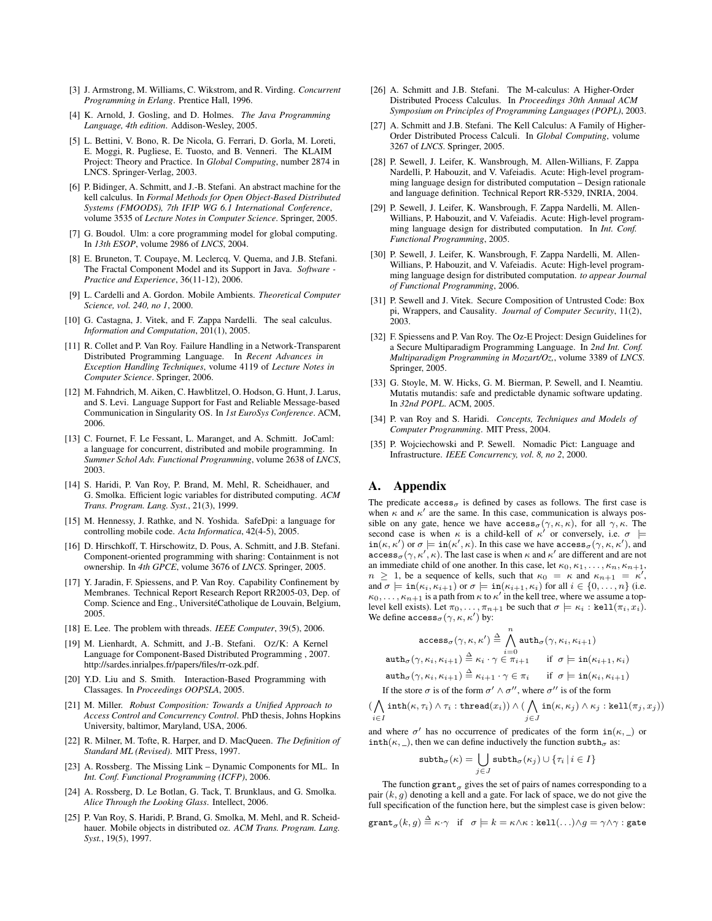[3] J. Armstrong, M. Williams, C. Wikstrom, and R. Virding. *Concurrent Programming in Erlang*. Prentice Hall, 1996.

[4] K. Arnold, J. Gosling, and D. Holmes. *The Java Programming Language, 4th edition*. Addison-Wesley, 2005.

[5] L. Bettini, V. Bono, R. De Nicola, G. Ferrari, D. Gorla, M. Loreti, E. Moggi, R. Pugliese, E. Tuosto, and B. Venneri. The KLAIM Project: Theory and Practice. In *Global Computing*, number 2874 in LNCS. Springer-Verlag, 2003.

[6] P. Bidinger, A. Schmitt, and J.-B. Stefani. An abstract machine for the kell calculus. In *Formal Methods for Open Object-Based Distributed Systems (FMOODS), 7th IFIP WG 6.1 International Conference*, volume 3535 of *Lecture Notes in Computer Science*. Springer, 2005.

[7] G. Boudol. Ulm: a core programming model for global computing. In *13th ESOP*, volume 2986 of *LNCS*, 2004.

[8] E. Bruneton, T. Coupaye, M. Leclercq, V. Quema, and J.B. Stefani. The Fractal Component Model and its Support in Java. *Software - Practice and Experience*, 36(11-12), 2006.

[9] L. Cardelli and A. Gordon. Mobile Ambients. *Theoretical Computer Science, vol. 240, no 1*, 2000.

[10] G. Castagna, J. Vitek, and F. Zappa Nardelli. The seal calculus. *Information and Computation*, 201(1), 2005.

[11] R. Collet and P. Van Roy. Failure Handling in a Network-Transparent Distributed Programming Language. In *Recent Advances in Exception Handling Techniques*, volume 4119 of *Lecture Notes in Computer Science*. Springer, 2006.

[12] M. Fahndrich, M. Aiken, C. Hawblitzel, O. Hodson, G. Hunt, J. Larus, and S. Levi. Language Support for Fast and Reliable Message-based Communication in Singularity OS. In *1st EuroSys Conference*. ACM, 2006.

[13] C. Fournet, F. Le Fessant, L. Maranget, and A. Schmitt. JoCaml: a language for concurrent, distributed and mobile programming. In *Summer Schol Adv. Functional Programming*, volume 2638 of *LNCS*, 2003.

[14] S. Haridi, P. Van Roy, P. Brand, M. Mehl, R. Scheidhauer, and G. Smolka. Efficient logic variables for distributed computing. *ACM Trans. Program. Lang. Syst.*, 21(3), 1999.

[15] M. Hennessy, J. Rathke, and N. Yoshida. SafeDpi: a language for controlling mobile code. *Acta Informatica*, 42(4-5), 2005.

[16] D. Hirschkoff, T. Hirschowitz, D. Pous, A. Schmitt, and J.B. Stefani. Component-oriented programming with sharing: Containment is not ownership. In *4th GPCE*, volume 3676 of *LNCS*. Springer, 2005.

[17] Y. Jaradin, F. Spiessens, and P. Van Roy. Capability Confinement by Membranes. Technical Report Research Report RR2005-03, Dep. of Comp. Science and Eng., UniversitéCatholique de Louvain, Belgium, 2005.

[18] E. Lee. The problem with threads. *IEEE Computer*, 39(5), 2006.

[19] M. Lienhardt, A. Schmitt, and J.-B. Stefani. Oz/K: A Kernel Language for Component-Based Distributed Programming , 2007. http://sardes.inrialpes.fr/papers/files/rr-ozk.pdf.

[20] Y.D. Liu and S. Smith. Interaction-Based Programming with Classages. In *Proceedings OOPSLA*, 2005.

[21] M. Miller. *Robust Composition: Towards a Unified Approach to Access Control and Concurrency Control*. PhD thesis, Johns Hopkins University, baltimor, Maryland, USA, 2006.

[22] R. Milner, M. Tofte, R. Harper, and D. MacQueen. *The Definition of Standard ML (Revised)*. MIT Press, 1997.

[23] A. Rossberg. The Missing Link – Dynamic Components for ML. In *Int. Conf. Functional Programming (ICFP)*, 2006.

[24] A. Rossberg, D. Le Botlan, G. Tack, T. Brunklaus, and G. Smolka. *Alice Through the Looking Glass*. Intellect, 2006.

[25] P. Van Roy, S. Haridi, P. Brand, G. Smolka, M. Mehl, and R. Scheidhauer. Mobile objects in distributed oz. *ACM Trans. Program. Lang. Syst.*, 19(5), 1997.

[26] A. Schmitt and J.B. Stefani. The M-calculus: A Higher-Order Distributed Process Calculus. In *Proceedings 30th Annual ACM Symposium on Principles of Programming Languages (POPL)*, 2003.

[27] A. Schmitt and J.B. Stefani. The Kell Calculus: A Family of Higher-Order Distributed Process Calculi. In *Global Computing*, volume 3267 of *LNCS*. Springer, 2005.

[28] P. Sewell, J. Leifer, K. Wansbrough, M. Allen-Willians, F. Zappa Nardelli, P. Habouzit, and V. Vafeiadis. Acute: High-level programming language design for distributed computation – Design rationale and language definition. Technical Report RR-5329, INRIA, 2004.

[29] P. Sewell, J. Leifer, K. Wansbrough, F. Zappa Nardelli, M. Allen-Willians, P. Habouzit, and V. Vafeiadis. Acute: High-level programming language design for distributed computation. In *Int. Conf. Functional Programming*, 2005.

[30] P. Sewell, J. Leifer, K. Wansbrough, F. Zappa Nardelli, M. Allen-Willians, P. Habouzit, and V. Vafeiadis. Acute: High-level programming language design for distributed computation. *to appear Journal of Functional Programming*, 2006.

[31] P. Sewell and J. Vitek. Secure Composition of Untrusted Code: Box pi, Wrappers, and Causality. *Journal of Computer Security*, 11(2), 2003.

[32] F. Spiessens and P. Van Roy. The Oz-E Project: Design Guidelines for a Secure Multiparadigm Programming Language. In *2nd Int. Conf. Multiparadigm Programming in Mozart/Oz,*, volume 3389 of *LNCS*. Springer, 2005.

[33] G. Stoyle, M. W. Hicks, G. M. Bierman, P. Sewell, and I. Neamtiu. Mutatis mutandis: safe and predictable dynamic software updating. In *32nd POPL*. ACM, 2005.

[34] P. van Roy and S. Haridi. *Concepts, Techniques and Models of Computer Programming*. MIT Press, 2004.

[35] P. Wojciechowski and P. Sewell. Nomadic Pict: Language and Infrastructure. *IEEE Concurrency, vol. 8, no 2*, 2000.

## A. Appendix

The predicate $\mathtt{access}_\sigma$ is defined by cases as follows. The first case is when $\kappa$ and $\kappa'$ are the same. In this case, communication is always possible on any gate, hence we have $\mathtt{access}_\sigma(\gamma, \kappa, \kappa)$, for all $\gamma, \kappa$. The second case is when $\kappa$ is a child-kell of $\kappa'$ or conversely, i.e. $\sigma \models \mathtt{in}(\kappa, \kappa')$ or $\sigma \models \mathtt{in}(\kappa', \kappa)$. In this case we have $\mathtt{access}_\sigma(\gamma, \kappa, \kappa')$, and $\mathtt{access}_\sigma(\gamma, \kappa', \kappa)$. The last case is when $\kappa$ and $\kappa'$ are different and are not an immediate child of one another. In this case, let $\kappa_0, \kappa_1, \ldots, \kappa_n, \kappa_{n+1}$, $n \geq 1$, be a sequence of kells, such that $\kappa_0 = \kappa$ and $\kappa_{n+1} = \kappa'$, and $\sigma \models \mathtt{in}(\kappa_i, \kappa_{i+1})$ or $\sigma \models \mathtt{in}(\kappa_{i+1}, \kappa_i)$ for all $i \in \{0, \ldots, n\}$ (i.e. $\kappa_0, \ldots, \kappa_{n+1}$ is a path from $\kappa$ to $\kappa'$ in the kell tree, where we assume a top-level kell exists). Let $\pi_0, \ldots, \pi_{n+1}$ be such that $\sigma \models \kappa_i : \mathtt{kell}(\pi_i, x_i)$. We define $\mathtt{access}_\sigma(\gamma, \kappa, \kappa')$ by:

$$\mathtt{access}_\sigma(\gamma, \kappa, \kappa') \triangleq \bigwedge_{i=0}^{n} \mathtt{auth}_\sigma(\gamma, \kappa_i, \kappa_{i+1})$$

$$\mathtt{auth}_\sigma(\gamma, \kappa_i, \kappa_{i+1}) \triangleq \kappa_i \cdot \gamma \in \pi_{i+1} \quad \text{if } \sigma \models \mathtt{in}(\kappa_{i+1}, \kappa_i)$$

$$\mathtt{auth}_\sigma(\gamma, \kappa_i, \kappa_{i+1}) \triangleq \kappa_{i+1} \cdot \gamma \in \pi_i \quad \text{if } \sigma \models \mathtt{in}(\kappa_i, \kappa_{i+1})$$

If the store $\sigma$ is of the form $\sigma' \wedge \sigma''$, where $\sigma''$ is of the form

$$\left(\bigwedge_{i \in I} \mathtt{inth}(\kappa, \tau_i) \wedge \tau_i : \mathtt{thread}(x_i)\right) \wedge \left(\bigwedge_{j \in J} \mathtt{in}(\kappa, \kappa_j) \wedge \kappa_j : \mathtt{kell}(\pi_j, x_j)\right)$$

and where $\sigma'$ has no occurrence of predicates of the form $\mathtt{in}(\kappa, \_)$ or $\mathtt{inth}(\kappa, \_)$, then we can define inductively the function $\mathtt{subth}_\sigma$ as:

$$\mathtt{subth}_\sigma(\kappa) = \bigcup_{j \in J} \mathtt{subth}_\sigma(\kappa_j) \cup \{\tau_i \mid i \in I\}$$

The function $\mathtt{grant}_\sigma$ gives the set of pairs of names corresponding to a pair $(k, g)$ denoting a kell and a gate. For lack of space, we do not give the full specification of the function here, but the simplest case is given below:

$$\mathtt{grant}_\sigma(k, g) \triangleq \kappa \cdot \gamma \quad \text{if} \quad \sigma \models k = \kappa \wedge \kappa : \mathtt{kell}(\ldots) \wedge g = \gamma \wedge \gamma : \mathtt{gate}$$